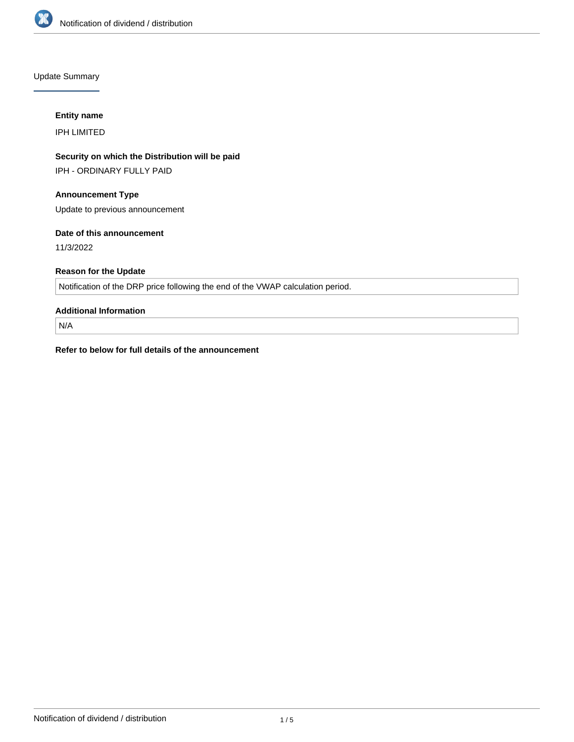Update Summary

**Entity name**

IPH LIMITED

**Security on which the Distribution will be paid**

IPH - ORDINARY FULLY PAID

**Announcement Type**

Update to previous announcement

**Date of this announcement**

11/3/2022

**Reason for the Update**

Notification of the DRP price following the end of the VWAP calculation period.

**Additional Information**

N/A

**Refer to below for full details of the announcement**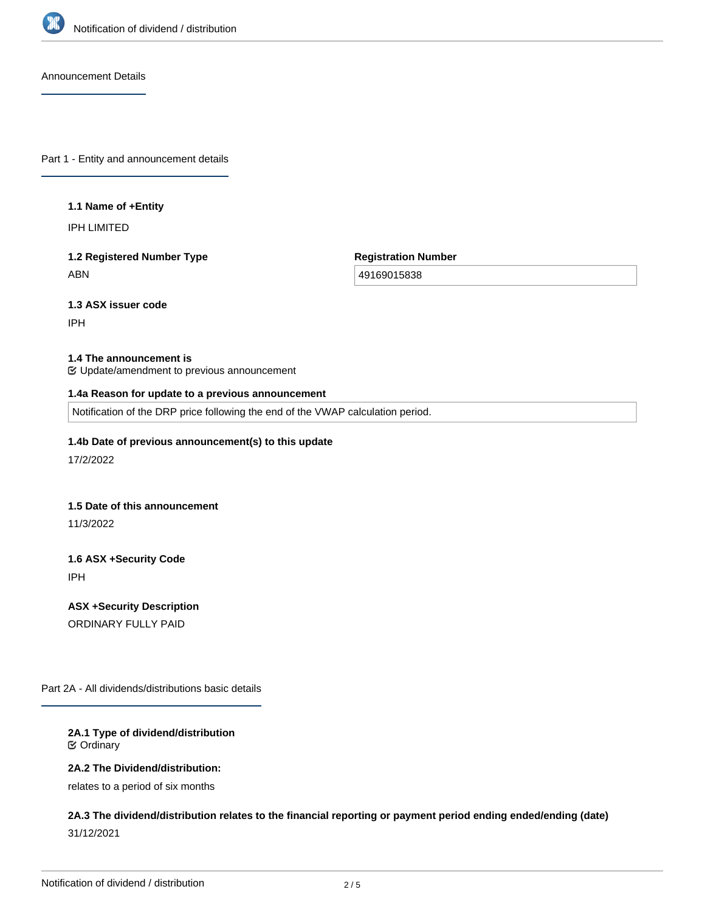Announcement Details

## Part 1 - Entity and announcement details

**1.1 Name of +Entity**

IPH LIMITED

**1.2 Registered Number Type**

ABN

**Registration Number**

49169015838

**1.3 ASX issuer code**

IPH

**1.4 The announcement is**

☑ Update/amendment to previous announcement

**1.4a Reason for update to a previous announcement**

Notification of the DRP price following the end of the VWAP calculation period.

**1.4b Date of previous announcement(s) to this update**

17/2/2022

**1.5 Date of this announcement**

11/3/2022

**1.6 ASX +Security Code**

IPH

**ASX +Security Description**

ORDINARY FULLY PAID

## Part 2A - All dividends/distributions basic details

**2A.1 Type of dividend/distribution**

☑ Ordinary

**2A.2 The Dividend/distribution:**

relates to a period of six months

**2A.3 The dividend/distribution relates to the financial reporting or payment period ending ended/ending (date)**

31/12/2021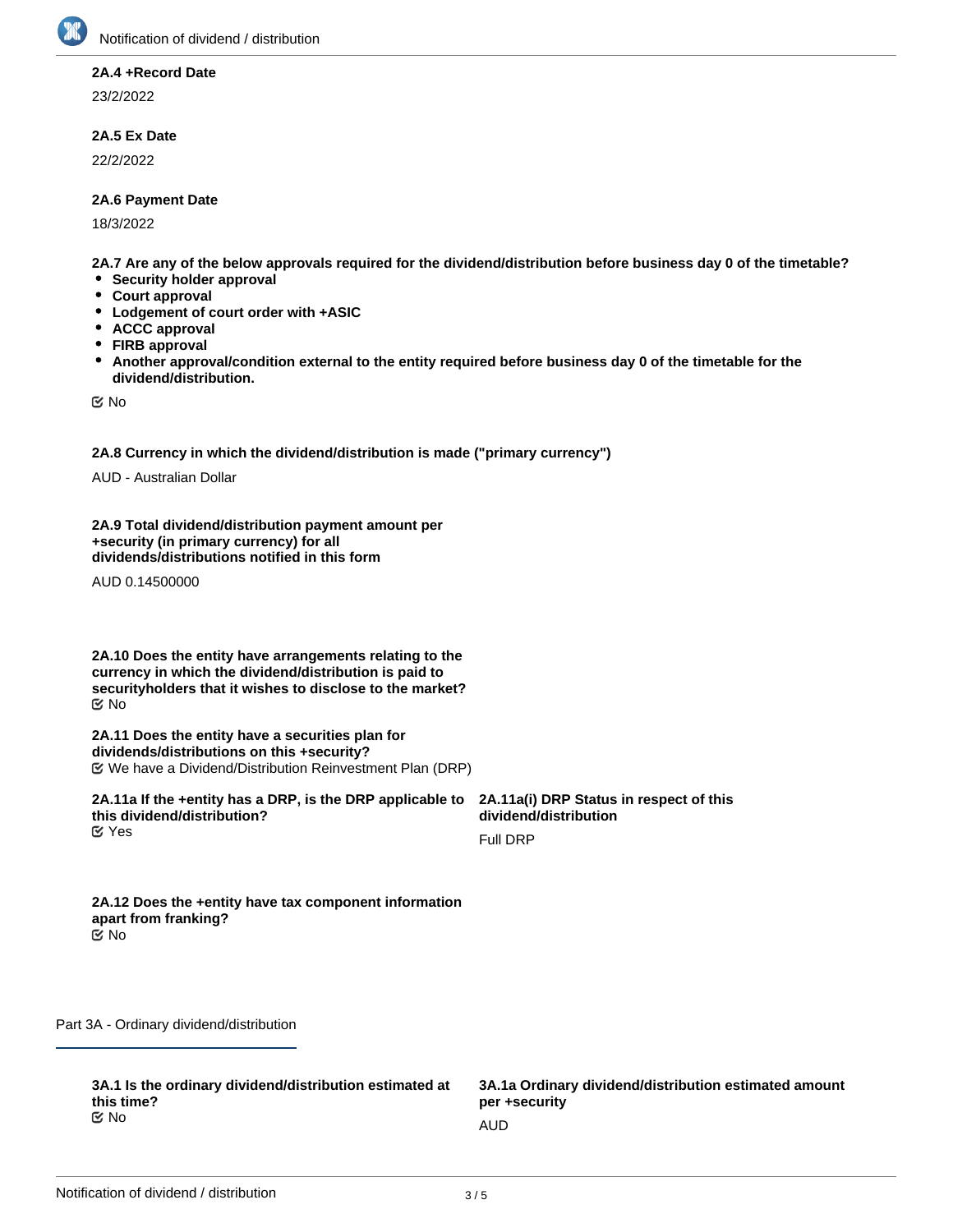**2A.4 +Record Date**

23/2/2022

**2A.5 Ex Date**

22/2/2022

**2A.6 Payment Date**

18/3/2022

**2A.7 Are any of the below approvals required for the dividend/distribution before business day 0 of the timetable?**

- **Security holder approval**
- **Court approval**
- **Lodgement of court order with +ASIC**
- **ACCC approval**
- **FIRB approval**
- **Another approval/condition external to the entity required before business day 0 of the timetable for the dividend/distribution.**

☑ No

**2A.8 Currency in which the dividend/distribution is made ("primary currency")**

AUD - Australian Dollar

**2A.9 Total dividend/distribution payment amount per +security (in primary currency) for all dividends/distributions notified in this form**

AUD 0.14500000

**2A.10 Does the entity have arrangements relating to the currency in which the dividend/distribution is paid to securityholders that it wishes to disclose to the market?**

☑ No

**2A.11 Does the entity have a securities plan for dividends/distributions on this +security?**

☑ We have a Dividend/Distribution Reinvestment Plan (DRP)

**2A.11a If the +entity has a DRP, is the DRP applicable to this dividend/distribution?**

☑ Yes

**2A.11a(i) DRP Status in respect of this dividend/distribution**

Full DRP

**2A.12 Does the +entity have tax component information apart from franking?**

☑ No

## Part 3A - Ordinary dividend/distribution

**3A.1 Is the ordinary dividend/distribution estimated at this time?**

☑ No

**3A.1a Ordinary dividend/distribution estimated amount per +security**

AUD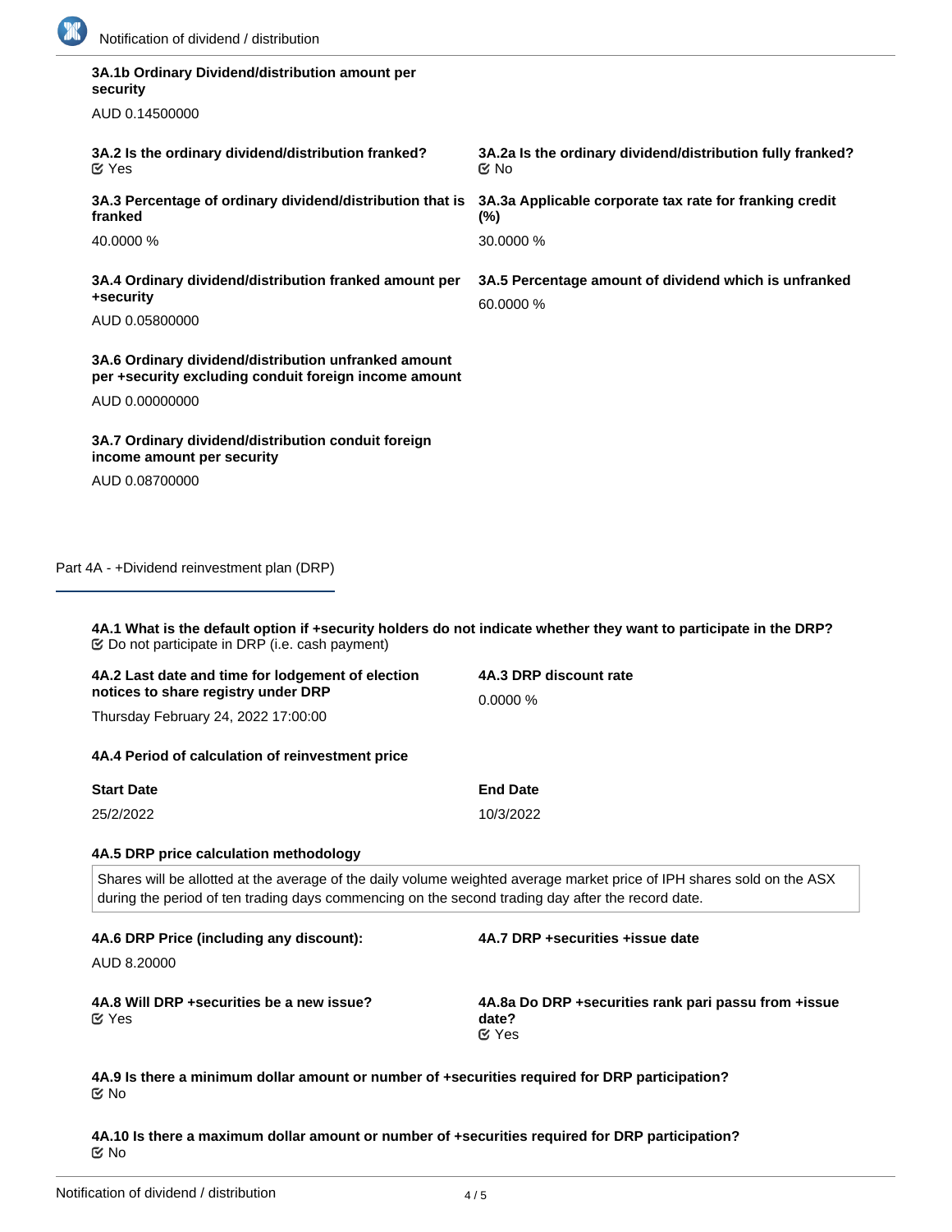**3A.1b Ordinary Dividend/distribution amount per security**

AUD 0.14500000

**3A.2 Is the ordinary dividend/distribution franked?**
☑ Yes

**3A.2a Is the ordinary dividend/distribution fully franked?**
☑ No

**3A.3 Percentage of ordinary dividend/distribution that is franked**

40.0000 %

**3A.3a Applicable corporate tax rate for franking credit (%)**

30.0000 %

**3A.4 Ordinary dividend/distribution franked amount per +security**

AUD 0.05800000

**3A.5 Percentage amount of dividend which is unfranked**

60.0000 %

**3A.6 Ordinary dividend/distribution unfranked amount per +security excluding conduit foreign income amount**

AUD 0.00000000

**3A.7 Ordinary dividend/distribution conduit foreign income amount per security**

AUD 0.08700000

## Part 4A - +Dividend reinvestment plan (DRP)

**4A.1 What is the default option if +security holders do not indicate whether they want to participate in the DRP?**
☑ Do not participate in DRP (i.e. cash payment)

**4A.2 Last date and time for lodgement of election notices to share registry under DRP**

Thursday February 24, 2022 17:00:00

**4A.3 DRP discount rate**

0.0000 %

**4A.4 Period of calculation of reinvestment price**

| Start Date | End Date |
|---|---|
| 25/2/2022 | 10/3/2022 |

**4A.5 DRP price calculation methodology**

Shares will be allotted at the average of the daily volume weighted average market price of IPH shares sold on the ASX during the period of ten trading days commencing on the second trading day after the record date.

**4A.6 DRP Price (including any discount):**

AUD 8.20000

**4A.7 DRP +securities +issue date**

**4A.8 Will DRP +securities be a new issue?**
☑ Yes

**4A.8a Do DRP +securities rank pari passu from +issue date?**
☑ Yes

**4A.9 Is there a minimum dollar amount or number of +securities required for DRP participation?**
☑ No

**4A.10 Is there a maximum dollar amount or number of +securities required for DRP participation?**
☑ No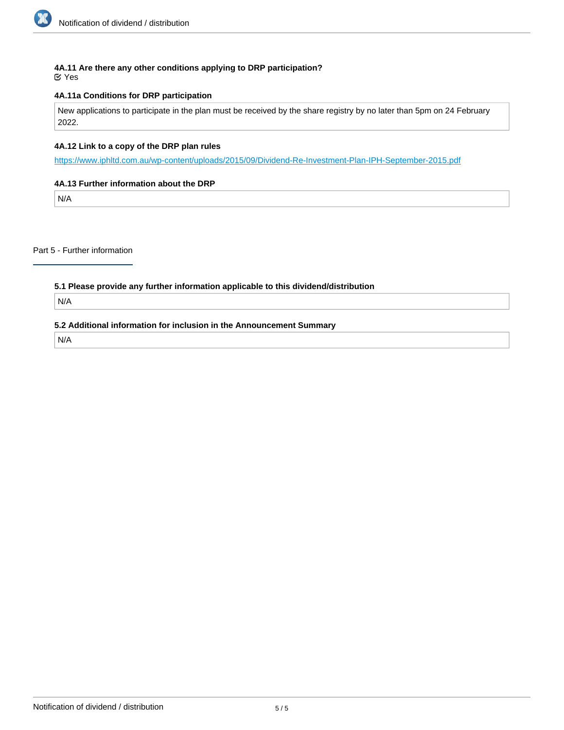**4A.11 Are there any other conditions applying to DRP participation?**
Yes

**4A.11a Conditions for DRP participation**

New applications to participate in the plan must be received by the share registry by no later than 5pm on 24 February 2022.

**4A.12 Link to a copy of the DRP plan rules**

https://www.iphltd.com.au/wp-content/uploads/2015/09/Dividend-Re-Investment-Plan-IPH-September-2015.pdf

**4A.13 Further information about the DRP**

N/A

## Part 5 - Further information

**5.1 Please provide any further information applicable to this dividend/distribution**

N/A

**5.2 Additional information for inclusion in the Announcement Summary**

N/A